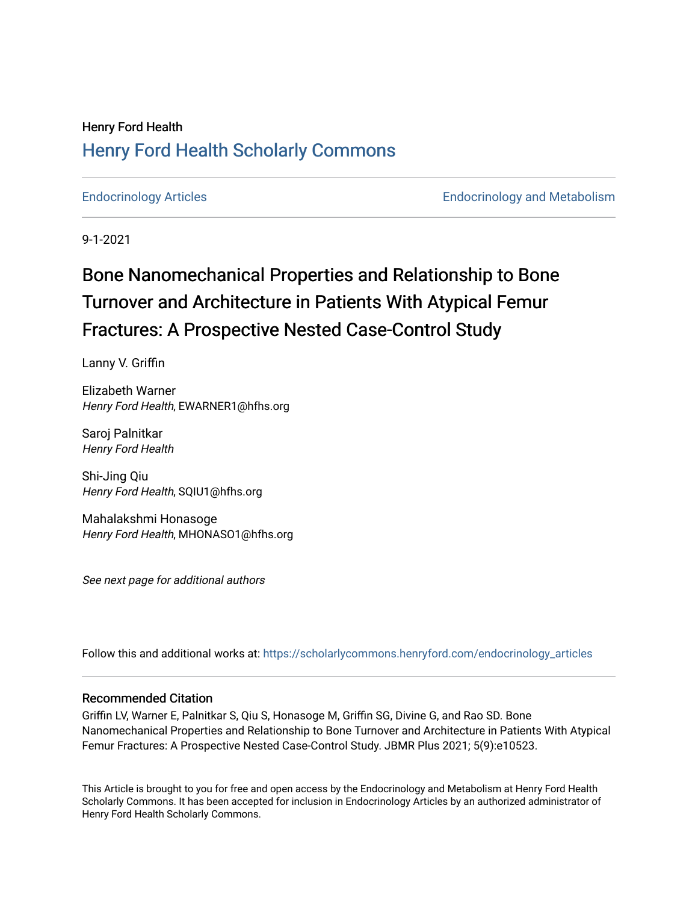Henry Ford Health

# Henry Ford Health Scholarly Commons

Endocrinology Articles | Endocrinology and Metabolism

9-1-2021

# Bone Nanomechanical Properties and Relationship to Bone Turnover and Architecture in Patients With Atypical Femur Fractures: A Prospective Nested Case-Control Study

Lanny V. Griffin

Elizabeth Warner
*Henry Ford Health*, EWARNER1@hfhs.org

Saroj Palnitkar
*Henry Ford Health*

Shi-Jing Qiu
*Henry Ford Health*, SQIU1@hfhs.org

Mahalakshmi Honasoge
*Henry Ford Health*, MHONASO1@hfhs.org

*See next page for additional authors*

Follow this and additional works at: https://scholarlycommons.henryford.com/endocrinology_articles

## Recommended Citation

Griffin LV, Warner E, Palnitkar S, Qiu S, Honasoge M, Griffin SG, Divine G, and Rao SD. Bone Nanomechanical Properties and Relationship to Bone Turnover and Architecture in Patients With Atypical Femur Fractures: A Prospective Nested Case-Control Study. JBMR Plus 2021; 5(9):e10523.

This Article is brought to you for free and open access by the Endocrinology and Metabolism at Henry Ford Health Scholarly Commons. It has been accepted for inclusion in Endocrinology Articles by an authorized administrator of Henry Ford Health Scholarly Commons.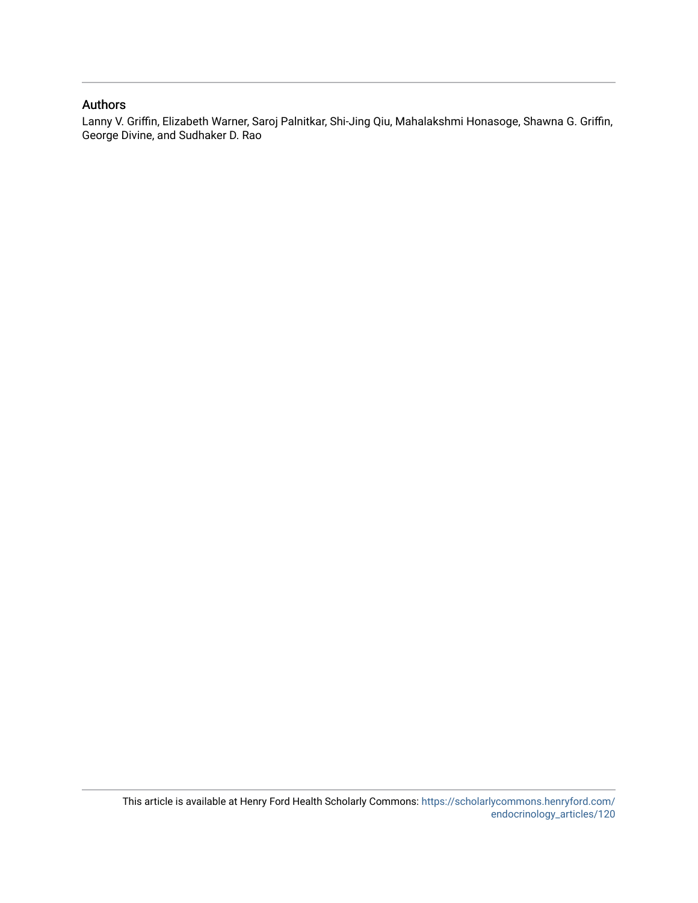## Authors

Lanny V. Griffin, Elizabeth Warner, Saroj Palnitkar, Shi-Jing Qiu, Mahalakshmi Honasoge, Shawna G. Griffin, George Divine, and Sudhaker D. Rao

This article is available at Henry Ford Health Scholarly Commons: https://scholarlycommons.henryford.com/endocrinology_articles/120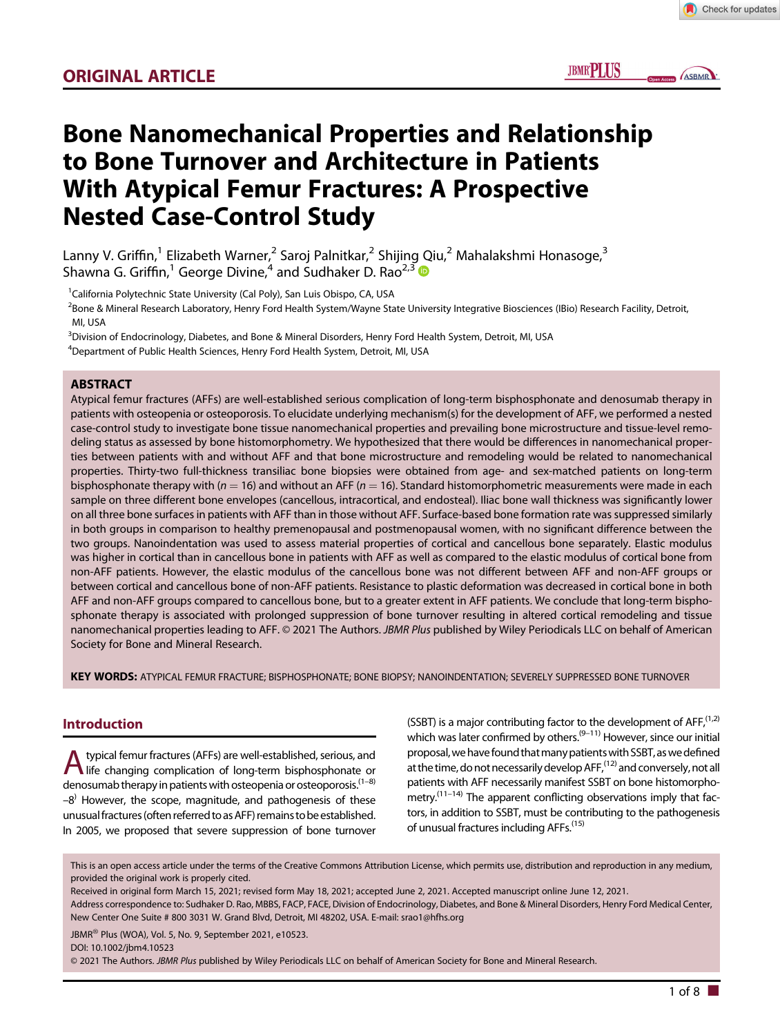ORIGINAL ARTICLE

# Bone Nanomechanical Properties and Relationship to Bone Turnover and Architecture in Patients With Atypical Femur Fractures: A Prospective Nested Case-Control Study

Lanny V. Griffin,[1] Elizabeth Warner,[2] Saroj Palnitkar,[2] Shijing Qiu,[2] Mahalakshmi Honasoge,[3] Shawna G. Griffin,[1] George Divine,[4] and Sudhaker D. Rao[2,3]

[1]California Polytechnic State University (Cal Poly), San Luis Obispo, CA, USA

[2]Bone & Mineral Research Laboratory, Henry Ford Health System/Wayne State University Integrative Biosciences (IBio) Research Facility, Detroit, MI, USA

[3]Division of Endocrinology, Diabetes, and Bone & Mineral Disorders, Henry Ford Health System, Detroit, MI, USA

[4]Department of Public Health Sciences, Henry Ford Health System, Detroit, MI, USA

## ABSTRACT

Atypical femur fractures (AFFs) are well-established serious complication of long-term bisphosphonate and denosumab therapy in patients with osteopenia or osteoporosis. To elucidate underlying mechanism(s) for the development of AFF, we performed a nested case-control study to investigate bone tissue nanomechanical properties and prevailing bone microstructure and tissue-level remodeling status as assessed by bone histomorphometry. We hypothesized that there would be differences in nanomechanical properties between patients with and without AFF and that bone microstructure and remodeling would be related to nanomechanical properties. Thirty-two full-thickness transiliac bone biopsies were obtained from age- and sex-matched patients on long-term bisphosphonate therapy with ($n = 16$) and without an AFF ($n = 16$). Standard histomorphometric measurements were made in each sample on three different bone envelopes (cancellous, intracortical, and endosteal). Iliac bone wall thickness was significantly lower on all three bone surfaces in patients with AFF than in those without AFF. Surface-based bone formation rate was suppressed similarly in both groups in comparison to healthy premenopausal and postmenopausal women, with no significant difference between the two groups. Nanoindentation was used to assess material properties of cortical and cancellous bone separately. Elastic modulus was higher in cortical than in cancellous bone in patients with AFF as well as compared to the elastic modulus of cortical bone from non-AFF patients. However, the elastic modulus of the cancellous bone was not different between AFF and non-AFF groups or between cortical and cancellous bone of non-AFF patients. Resistance to plastic deformation was decreased in cortical bone in both AFF and non-AFF groups compared to cancellous bone, but to a greater extent in AFF patients. We conclude that long-term bisphosphonate therapy is associated with prolonged suppression of bone turnover resulting in altered cortical remodeling and tissue nanomechanical properties leading to AFF. © 2021 The Authors. *JBMR Plus* published by Wiley Periodicals LLC on behalf of American Society for Bone and Mineral Research.

**KEY WORDS:** ATYPICAL FEMUR FRACTURE; BISPHOSPHONATE; BONE BIOPSY; NANOINDENTATION; SEVERELY SUPPRESSED BONE TURNOVER

## Introduction

Atypical femur fractures (AFFs) are well-established, serious, and life changing complication of long-term bisphosphonate or denosumab therapy in patients with osteopenia or osteoporosis.[1–8] However, the scope, magnitude, and pathogenesis of these unusual fractures (often referred to as AFF) remains to be established. In 2005, we proposed that severe suppression of bone turnover (SSBT) is a major contributing factor to the development of AFF,[1,2] which was later confirmed by others.[9–11] However, since our initial proposal, we have found that many patients with SSBT, as we defined at the time, do not necessarily develop AFF,[12] and conversely, not all patients with AFF necessarily manifest SSBT on bone histomorphometry.[11–14] The apparent conflicting observations imply that factors, in addition to SSBT, must be contributing to the pathogenesis of unusual fractures including AFFs.[15]

This is an open access article under the terms of the Creative Commons Attribution License, which permits use, distribution and reproduction in any medium, provided the original work is properly cited.

Received in original form March 15, 2021; revised form May 18, 2021; accepted June 2, 2021. Accepted manuscript online June 12, 2021.

Address correspondence to: Sudhaker D. Rao, MBBS, FACP, FACE, Division of Endocrinology, Diabetes, and Bone & Mineral Disorders, Henry Ford Medical Center, New Center One Suite # 800 3031 W. Grand Blvd, Detroit, MI 48202, USA. E-mail: srao1@hfhs.org

JBMR® Plus (WOA), Vol. 5, No. 9, September 2021, e10523.

DOI: 10.1002/jbm4.10523

© 2021 The Authors. *JBMR Plus* published by Wiley Periodicals LLC on behalf of American Society for Bone and Mineral Research.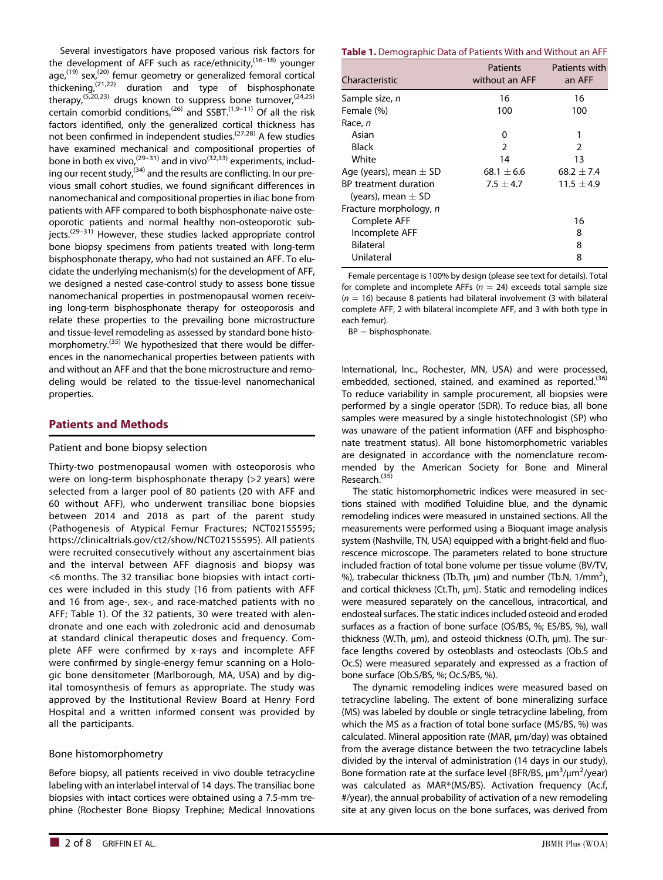Several investigators have proposed various risk factors for the development of AFF such as race/ethnicity,[16–18] younger age,[19] sex,[20] femur geometry or generalized femoral cortical thickening,[21,22] duration and type of bisphosphonate therapy,[5,20,23] drugs known to suppress bone turnover,[24,25] certain comorbid conditions,[26] and SSBT.[1,9–11] Of all the risk factors identified, only the generalized cortical thickness has not been confirmed in independent studies.[27,28] A few studies have examined mechanical and compositional properties of bone in both ex vivo,[29–31] and in vivo[32,33] experiments, including our recent study,[34] and the results are conflicting. In our previous small cohort studies, we found significant differences in nanomechanical and compositional properties in iliac bone from patients with AFF compared to both bisphosphonate-naive osteoporotic patients and normal healthy non-osteoporotic subjects.[29–31] However, these studies lacked appropriate control bone biopsy specimens from patients treated with long-term bisphosphonate therapy, who had not sustained an AFF. To elucidate the underlying mechanism(s) for the development of AFF, we designed a nested case-control study to assess bone tissue nanomechanical properties in postmenopausal women receiving long-term bisphosphonate therapy for osteoporosis and relate these properties to the prevailing bone microstructure and tissue-level remodeling as assessed by standard bone histomorphometry.[35] We hypothesized that there would be differences in the nanomechanical properties between patients with and without an AFF and that the bone microstructure and remodeling would be related to the tissue-level nanomechanical properties.

## Patients and Methods

### Patient and bone biopsy selection

Thirty-two postmenopausal women with osteoporosis who were on long-term bisphosphonate therapy (>2 years) were selected from a larger pool of 80 patients (20 with AFF and 60 without AFF), who underwent transiliac bone biopsies between 2014 and 2018 as part of the parent study (Pathogenesis of Atypical Femur Fractures; NCT02155595; https://clinicaltrials.gov/ct2/show/NCT02155595). All patients were recruited consecutively without any ascertainment bias and the interval between AFF diagnosis and biopsy was <6 months. The 32 transiliac bone biopsies with intact cortices were included in this study (16 from patients with AFF and 16 from age-, sex-, and race-matched patients with no AFF; Table 1). Of the 32 patients, 30 were treated with alendronate and one each with zoledronic acid and denosumab at standard clinical therapeutic doses and frequency. Complete AFF were confirmed by x-rays and incomplete AFF were confirmed by single-energy femur scanning on a Hologic bone densitometer (Marlborough, MA, USA) and by digital tomosynthesis of femurs as appropriate. The study was approved by the Institutional Review Board at Henry Ford Hospital and a written informed consent was provided by all the participants.

### Bone histomorphometry

Before biopsy, all patients received in vivo double tetracycline labeling with an interlabel interval of 14 days. The transiliac bone biopsies with intact cortices were obtained using a 7.5-mm trephine (Rochester Bone Biopsy Trephine; Medical Innovations International, Inc., Rochester, MN, USA) and were processed, embedded, sectioned, stained, and examined as reported.[36] To reduce variability in sample procurement, all biopsies were performed by a single operator (SDR). To reduce bias, all bone samples were measured by a single histotechnologist (SP) who was unaware of the patient information (AFF and bisphosphonate treatment status). All bone histomorphometric variables are designated in accordance with the nomenclature recommended by the American Society for Bone and Mineral Research.[35]

**Table 1.** Demographic Data of Patients With and Without an AFF

| Characteristic | Patients without an AFF | Patients with an AFF |
|---|---|---|
| Sample size, $n$ | 16 | 16 |
| Female (%) | 100 | 100 |
| Race, $n$ | | |
| Asian | 0 | 1 |
| Black | 2 | 2 |
| White | 14 | 13 |
| Age (years), mean ± SD | 68.1 ± 6.6 | 68.2 ± 7.4 |
| BP treatment duration (years), mean ± SD | 7.5 ± 4.7 | 11.5 ± 4.9 |
| Fracture morphology, $n$ | | |
| Complete AFF | | 16 |
| Incomplete AFF | | 8 |
| Bilateral | | 8 |
| Unilateral | | 8 |

Female percentage is 100% by design (please see text for details). Total for complete and incomplete AFFs ($n = 24$) exceeds total sample size ($n = 16$) because 8 patients had bilateral involvement (3 with bilateral complete AFF, 2 with bilateral incomplete AFF, and 3 with both type in each femur).

BP = bisphosphonate.

The static histomorphometric indices were measured in sections stained with modified Toluidine blue, and the dynamic remodeling indices were measured in unstained sections. All the measurements were performed using a Bioquant image analysis system (Nashville, TN, USA) equipped with a bright-field and fluorescence microscope. The parameters related to bone structure included fraction of total bone volume per tissue volume (BV/TV, %), trabecular thickness (Tb.Th, μm) and number (Tb.N, 1/mm$^2$), and cortical thickness (Ct.Th, μm). Static and remodeling indices were measured separately on the cancellous, intracortical, and endosteal surfaces. The static indices included osteoid and eroded surfaces as a fraction of bone surface (OS/BS, %; ES/BS, %), wall thickness (W.Th, μm), and osteoid thickness (O.Th, μm). The surface lengths covered by osteoblasts and osteoclasts (Ob.S and Oc.S) were measured separately and expressed as a fraction of bone surface (Ob.S/BS, %; Oc.S/BS, %).

The dynamic remodeling indices were measured based on tetracycline labeling. The extent of bone mineralizing surface (MS) was labeled by double or single tetracycline labeling, from which the MS as a fraction of total bone surface (MS/BS, %) was calculated. Mineral apposition rate (MAR, μm/day) was obtained from the average distance between the two tetracycline labels divided by the interval of administration (14 days in our study). Bone formation rate at the surface level (BFR/BS, μm$^3$/μm$^2$/year) was calculated as MAR*(MS/BS). Activation frequency (Ac.f, #/year), the annual probability of activation of a new remodeling site at any given locus on the bone surfaces, was derived from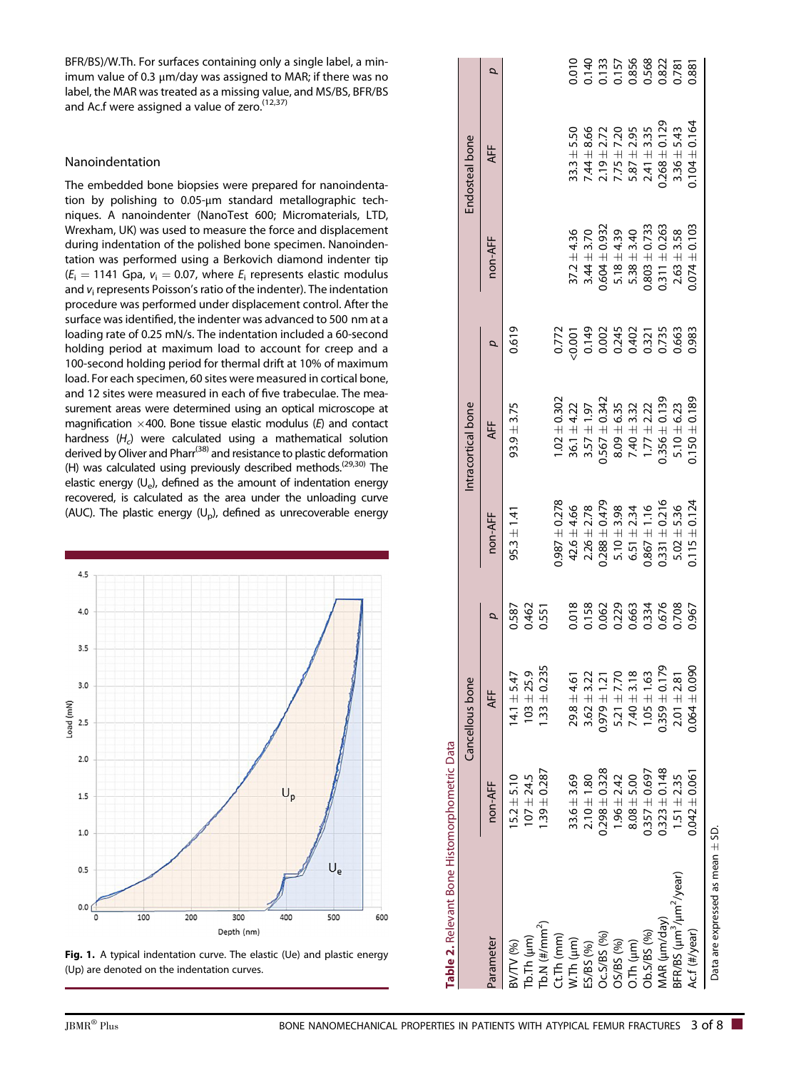BFR/BS)/W.Th. For surfaces containing only a single label, a minimum value of 0.3 μm/day was assigned to MAR; if there was no label, the MAR was treated as a missing value, and MS/BS, BFR/BS and Ac.f were assigned a value of zero.[12,37]

## Nanoindentation

The embedded bone biopsies were prepared for nanoindentation by polishing to 0.05-μm standard metallographic techniques. A nanoindenter (NanoTest 600; Micromaterials, LTD, Wrexham, UK) was used to measure the force and displacement during indentation of the polished bone specimen. Nanoindentation was performed using a Berkovich diamond indenter tip ($E_i$ = 1141 Gpa, $v_i$ = 0.07, where $E_i$ represents elastic modulus and $v_i$ represents Poisson's ratio of the indenter). The indentation procedure was performed under displacement control. After the surface was identified, the indenter was advanced to 500 nm at a loading rate of 0.25 mN/s. The indentation included a 60-second holding period at maximum load to account for creep and a 100-second holding period for thermal drift at 10% of maximum load. For each specimen, 60 sites were measured in cortical bone, and 12 sites were measured in each of five trabeculae. The measurement areas were determined using an optical microscope at magnification ×400. Bone tissue elastic modulus (*E*) and contact hardness ($H_c$) were calculated using a mathematical solution derived by Oliver and Pharr[38] and resistance to plastic deformation (H) was calculated using previously described methods.[29,30] The elastic energy ($U_e$), defined as the amount of indentation energy recovered, is calculated as the area under the unloading curve (AUC). The plastic energy ($U_p$), defined as unrecoverable energy

**Fig. 1.** A typical indentation curve. The elastic (Ue) and plastic energy (Up) are denoted on the indentation curves.

**Table 2.** Relevant Bone Histomorphometric Data

| Parameter | Cancellous bone | | | Intracortical bone | | | Endosteal bone | | |
|---|---|---|---|---|---|---|---|---|---|
| | non-AFF | AFF | *p* | non-AFF | AFF | *p* | non-AFF | AFF | *p* |
| BV/TV (%) | 15.2 ± 5.10 | 14.1 ± 5.47 | 0.587 | 95.3 ± 1.41 | 93.9 ± 3.75 | 0.619 | | | |
| Tb.Th (μm) | 107 ± 24.5 | 103 ± 25.9 | 0.462 | | | | | | |
| Tb.N (#/mm$^2$) | 1.39 ± 0.287 | 1.33 ± 0.235 | 0.551 | | | | | | |
| Ct.Th (mm) | | | | 0.987 ± 0.278 | 1.02 ± 0.302 | 0.772 | | | |
| W.Th (μm) | 33.6 ± 3.69 | 29.8 ± 4.61 | 0.018 | 42.6 ± 4.66 | 36.1 ± 4.22 | <0.001 | 37.2 ± 4.36 | 33.3 ± 5.50 | 0.010 |
| ES/BS (%) | 2.10 ± 1.80 | 3.62 ± 3.22 | 0.158 | 2.26 ± 2.78 | 3.57 ± 1.97 | 0.149 | 3.44 ± 3.70 | 7.44 ± 8.66 | 0.140 |
| Oc.S/BS (%) | 0.298 ± 0.328 | 0.979 ± 1.21 | 0.062 | 0.288 ± 0.479 | 0.567 ± 0.342 | 0.002 | 0.604 ± 0.932 | 2.19 ± 2.72 | 0.133 |
| OS/BS (%) | 1.96 ± 2.42 | 5.21 ± 7.70 | 0.229 | 5.10 ± 3.98 | 8.09 ± 6.35 | 0.245 | 5.18 ± 4.39 | 7.75 ± 7.20 | 0.157 |
| O.Th (μm) | 8.08 ± 5.00 | 7.40 ± 3.18 | 0.663 | 6.51 ± 2.34 | 7.40 ± 3.32 | 0.402 | 5.38 ± 3.40 | 5.87 ± 2.95 | 0.856 |
| Ob.S/BS (%) | 0.357 ± 0.697 | 1.05 ± 1.63 | 0.334 | 0.867 ± 1.16 | 1.77 ± 2.22 | 0.321 | 0.803 ± 0.733 | 2.41 ± 3.35 | 0.568 |
| MAR (μm/day) | 0.323 ± 0.148 | 0.359 ± 0.179 | 0.676 | 0.331 ± 0.216 | 0.356 ± 0.139 | 0.735 | 0.311 ± 0.263 | 0.268 ± 0.129 | 0.822 |
| BFR/BS (μm$^3$/μm$^2$/year) | 1.51 ± 2.35 | 2.01 ± 2.81 | 0.708 | 5.02 ± 5.36 | 5.10 ± 6.23 | 0.663 | 2.63 ± 3.58 | 3.36 ± 5.43 | 0.781 |
| Ac.f (#/year) | 0.042 ± 0.061 | 0.064 ± 0.090 | 0.967 | 0.115 ± 0.124 | 0.150 ± 0.189 | 0.983 | 0.074 ± 0.103 | 0.104 ± 0.164 | 0.881 |

Data are expressed as mean ± SD.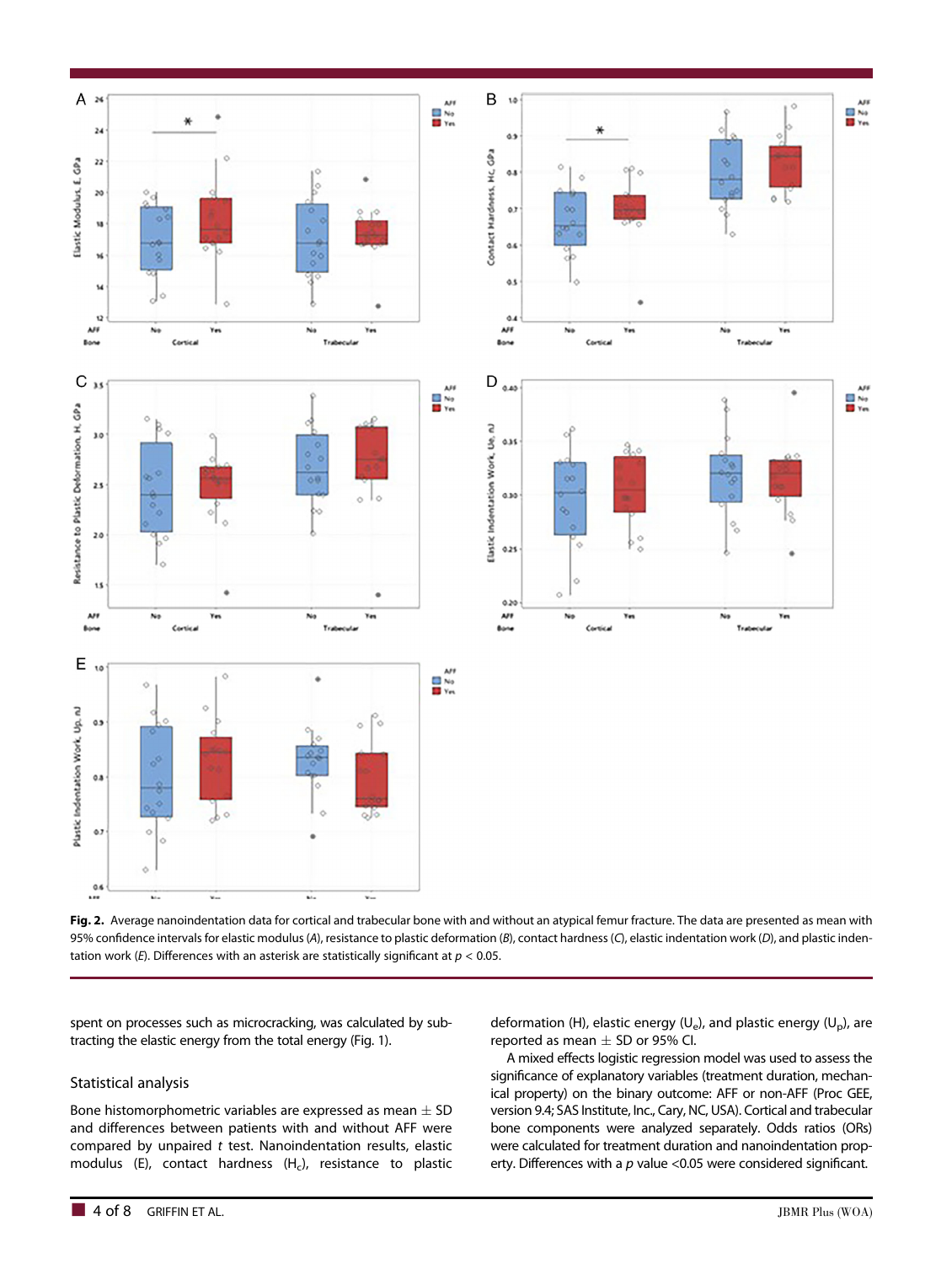**Fig. 2.** Average nanoindentation data for cortical and trabecular bone with and without an atypical femur fracture. The data are presented as mean with 95% confidence intervals for elastic modulus (*A*), resistance to plastic deformation (*B*), contact hardness (*C*), elastic indentation work (*D*), and plastic indentation work (*E*). Differences with an asterisk are statistically significant at $p < 0.05$.

spent on processes such as microcracking, was calculated by subtracting the elastic energy from the total energy (Fig. 1).

### Statistical analysis

Bone histomorphometric variables are expressed as mean ± SD and differences between patients with and without AFF were compared by unpaired *t* test. Nanoindentation results, elastic modulus (E), contact hardness ($H_c$), resistance to plastic deformation (H), elastic energy ($U_e$), and plastic energy ($U_p$), are reported as mean ± SD or 95% CI.

A mixed effects logistic regression model was used to assess the significance of explanatory variables (treatment duration, mechanical property) on the binary outcome: AFF or non-AFF (Proc GEE, version 9.4; SAS Institute, Inc., Cary, NC, USA). Cortical and trabecular bone components were analyzed separately. Odds ratios (ORs) were calculated for treatment duration and nanoindentation property. Differences with a *p* value <0.05 were considered significant.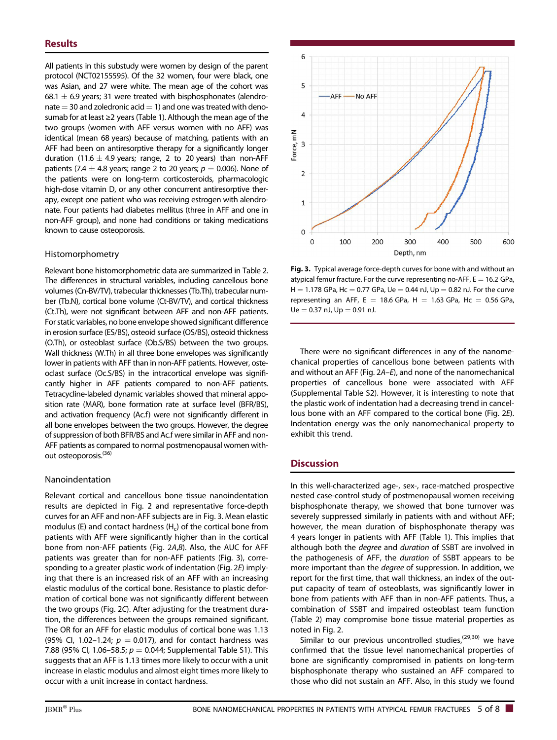## Results

All patients in this substudy were women by design of the parent protocol (NCT02155595). Of the 32 women, four were black, one was Asian, and 27 were white. The mean age of the cohort was 68.1 ± 6.9 years; 31 were treated with bisphosphonates (alendronate = 30 and zoledronic acid = 1) and one was treated with denosumab for at least ≥2 years (Table 1). Although the mean age of the two groups (women with AFF versus women with no AFF) was identical (mean 68 years) because of matching, patients with an AFF had been on antiresorptive therapy for a significantly longer duration (11.6 ± 4.9 years; range, 2 to 20 years) than non-AFF patients (7.4 ± 4.8 years; range 2 to 20 years; $p = 0.006$). None of the patients were on long-term corticosteroids, pharmacologic high-dose vitamin D, or any other concurrent antiresorptive therapy, except one patient who was receiving estrogen with alendronate. Four patients had diabetes mellitus (three in AFF and one in non-AFF group), and none had conditions or taking medications known to cause osteoporosis.

### Histomorphometry

Relevant bone histomorphometric data are summarized in Table 2. The differences in structural variables, including cancellous bone volumes (Cn-BV/TV), trabecular thicknesses (Tb.Th), trabecular number (Tb.N), cortical bone volume (Ct-BV/TV), and cortical thickness (Ct.Th), were not significant between AFF and non-AFF patients. For static variables, no bone envelope showed significant difference in erosion surface (ES/BS), osteoid surface (OS/BS), osteoid thickness (O.Th), or osteoblast surface (Ob.S/BS) between the two groups. Wall thickness (W.Th) in all three bone envelopes was significantly lower in patients with AFF than in non-AFF patients. However, osteoclast surface (Oc.S/BS) in the intracortical envelope was significantly higher in AFF patients compared to non-AFF patients. Tetracycline-labeled dynamic variables showed that mineral apposition rate (MAR), bone formation rate at surface level (BFR/BS), and activation frequency (Ac.f) were not significantly different in all bone envelopes between the two groups. However, the degree of suppression of both BFR/BS and Ac.f were similar in AFF and non-AFF patients as compared to normal postmenopausal women without osteoporosis.[36]

### Nanoindentation

Relevant cortical and cancellous bone tissue nanoindentation results are depicted in Fig. 2 and representative force-depth curves for an AFF and non-AFF subjects are in Fig. 3. Mean elastic modulus (E) and contact hardness ($H_c$) of the cortical bone from patients with AFF were significantly higher than in the cortical bone from non-AFF patients (Fig. 2*A*,*B*). Also, the AUC for AFF patients was greater than for non-AFF patients (Fig. 3), corresponding to a greater plastic work of indentation (Fig. 2*E*) implying that there is an increased risk of an AFF with an increasing elastic modulus of the cortical bone. Resistance to plastic deformation of cortical bone was not significantly different between the two groups (Fig. 2*C*). After adjusting for the treatment duration, the differences between the groups remained significant. The OR for an AFF for elastic modulus of cortical bone was 1.13 (95% CI, 1.02–1.24; $p = 0.017$), and for contact hardness was 7.88 (95% CI, 1.06–58.5; $p = 0.044$; Supplemental Table S1). This suggests that an AFF is 1.13 times more likely to occur with a unit increase in elastic modulus and almost eight times more likely to occur with a unit increase in contact hardness.

**Fig. 3.** Typical average force-depth curves for bone with and without an atypical femur fracture. For the curve representing no-AFF, E = 16.2 GPa, H = 1.178 GPa, Hc = 0.77 GPa, Ue = 0.44 nJ, Up = 0.82 nJ. For the curve representing an AFF, E = 18.6 GPa, H = 1.63 GPa, Hc = 0.56 GPa, Ue = 0.37 nJ, Up = 0.91 nJ.

There were no significant differences in any of the nanomechanical properties of cancellous bone between patients with and without an AFF (Fig. 2*A*–*E*), and none of the nanomechanical properties of cancellous bone were associated with AFF (Supplemental Table S2). However, it is interesting to note that the plastic work of indentation had a decreasing trend in cancellous bone with an AFF compared to the cortical bone (Fig. 2*E*). Indentation energy was the only nanomechanical property to exhibit this trend.

## Discussion

In this well-characterized age-, sex-, race-matched prospective nested case-control study of postmenopausal women receiving bisphosphonate therapy, we showed that bone turnover was severely suppressed similarly in patients with and without AFF; however, the mean duration of bisphosphonate therapy was 4 years longer in patients with AFF (Table 1). This implies that although both the *degree* and *duration* of SSBT are involved in the pathogenesis of AFF, the *duration* of SSBT appears to be more important than the *degree* of suppression. In addition, we report for the first time, that wall thickness, an index of the output capacity of team of osteoblasts, was significantly lower in bone from patients with AFF than in non-AFF patients. Thus, a combination of SSBT and impaired osteoblast team function (Table 2) may compromise bone tissue material properties as noted in Fig. 2.

Similar to our previous uncontrolled studies,[29,30] we have confirmed that the tissue level nanomechanical properties of bone are significantly compromised in patients on long-term bisphosphonate therapy who sustained an AFF compared to those who did not sustain an AFF. Also, in this study we found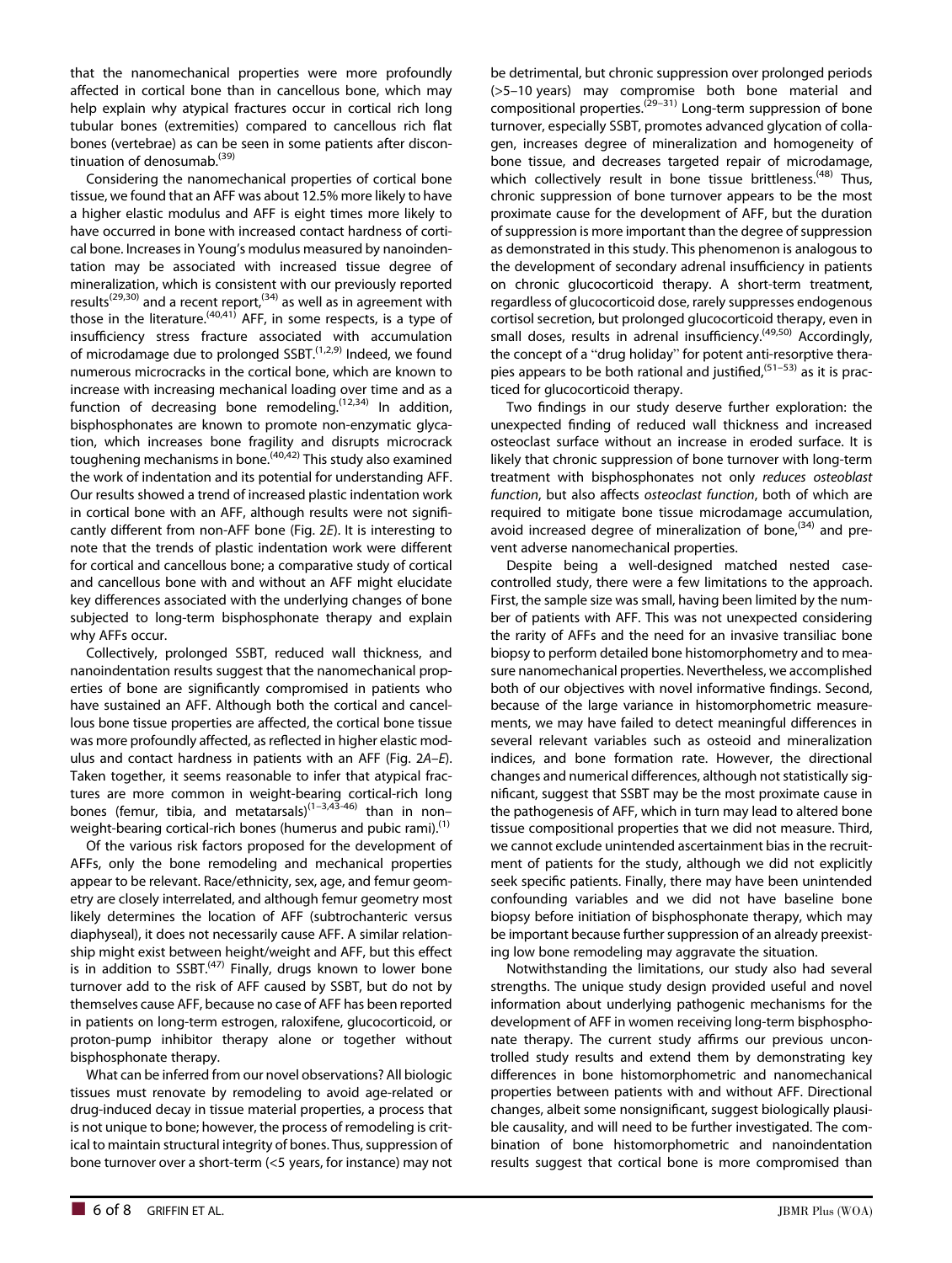that the nanomechanical properties were more profoundly affected in cortical bone than in cancellous bone, which may help explain why atypical fractures occur in cortical rich long tubular bones (extremities) compared to cancellous rich flat bones (vertebrae) as can be seen in some patients after discontinuation of denosumab.[39]

Considering the nanomechanical properties of cortical bone tissue, we found that an AFF was about 12.5% more likely to have a higher elastic modulus and AFF is eight times more likely to have occurred in bone with increased contact hardness of cortical bone. Increases in Young's modulus measured by nanoindentation may be associated with increased tissue degree of mineralization, which is consistent with our previously reported results[29,30] and a recent report,[34] as well as in agreement with those in the literature.[40,41] AFF, in some respects, is a type of insufficiency stress fracture associated with accumulation of microdamage due to prolonged SSBT.[1,2,9] Indeed, we found numerous microcracks in the cortical bone, which are known to increase with increasing mechanical loading over time and as a function of decreasing bone remodeling.[12,34] In addition, bisphosphonates are known to promote non-enzymatic glycation, which increases bone fragility and disrupts microcrack toughening mechanisms in bone.[40,42] This study also examined the work of indentation and its potential for understanding AFF. Our results showed a trend of increased plastic indentation work in cortical bone with an AFF, although results were not significantly different from non-AFF bone (Fig. 2*E*). It is interesting to note that the trends of plastic indentation work were different for cortical and cancellous bone; a comparative study of cortical and cancellous bone with and without an AFF might elucidate key differences associated with the underlying changes of bone subjected to long-term bisphosphonate therapy and explain why AFFs occur.

Collectively, prolonged SSBT, reduced wall thickness, and nanoindentation results suggest that the nanomechanical properties of bone are significantly compromised in patients who have sustained an AFF. Although both the cortical and cancellous bone tissue properties are affected, the cortical bone tissue was more profoundly affected, as reflected in higher elastic modulus and contact hardness in patients with an AFF (Fig. 2*A–E*). Taken together, it seems reasonable to infer that atypical fractures are more common in weight-bearing cortical-rich long bones (femur, tibia, and metatarsals)[1–3,43-46] than in non–weight-bearing cortical-rich bones (humerus and pubic rami).[1]

Of the various risk factors proposed for the development of AFFs, only the bone remodeling and mechanical properties appear to be relevant. Race/ethnicity, sex, age, and femur geometry are closely interrelated, and although femur geometry most likely determines the location of AFF (subtrochanteric versus diaphyseal), it does not necessarily cause AFF. A similar relationship might exist between height/weight and AFF, but this effect is in addition to SSBT.[47] Finally, drugs known to lower bone turnover add to the risk of AFF caused by SSBT, but do not by themselves cause AFF, because no case of AFF has been reported in patients on long-term estrogen, raloxifene, glucocorticoid, or proton-pump inhibitor therapy alone or together without bisphosphonate therapy.

What can be inferred from our novel observations? All biologic tissues must renovate by remodeling to avoid age-related or drug-induced decay in tissue material properties, a process that is not unique to bone; however, the process of remodeling is critical to maintain structural integrity of bones. Thus, suppression of bone turnover over a short-term (<5 years, for instance) may not be detrimental, but chronic suppression over prolonged periods (>5–10 years) may compromise both bone material and compositional properties.[29–31] Long-term suppression of bone turnover, especially SSBT, promotes advanced glycation of collagen, increases degree of mineralization and homogeneity of bone tissue, and decreases targeted repair of microdamage, which collectively result in bone tissue brittleness.[48] Thus, chronic suppression of bone turnover appears to be the most proximate cause for the development of AFF, but the duration of suppression is more important than the degree of suppression as demonstrated in this study. This phenomenon is analogous to the development of secondary adrenal insufficiency in patients on chronic glucocorticoid therapy. A short-term treatment, regardless of glucocorticoid dose, rarely suppresses endogenous cortisol secretion, but prolonged glucocorticoid therapy, even in small doses, results in adrenal insufficiency.[49,50] Accordingly, the concept of a "drug holiday" for potent anti-resorptive therapies appears to be both rational and justified,[51–53] as it is practiced for glucocorticoid therapy.

Two findings in our study deserve further exploration: the unexpected finding of reduced wall thickness and increased osteoclast surface without an increase in eroded surface. It is likely that chronic suppression of bone turnover with long-term treatment with bisphosphonates not only *reduces osteoblast function*, but also affects *osteoclast function*, both of which are required to mitigate bone tissue microdamage accumulation, avoid increased degree of mineralization of bone,[34] and prevent adverse nanomechanical properties.

Despite being a well-designed matched nested case-controlled study, there were a few limitations to the approach. First, the sample size was small, having been limited by the number of patients with AFF. This was not unexpected considering the rarity of AFFs and the need for an invasive transiliac bone biopsy to perform detailed bone histomorphometry and to measure nanomechanical properties. Nevertheless, we accomplished both of our objectives with novel informative findings. Second, because of the large variance in histomorphometric measurements, we may have failed to detect meaningful differences in several relevant variables such as osteoid and mineralization indices, and bone formation rate. However, the directional changes and numerical differences, although not statistically significant, suggest that SSBT may be the most proximate cause in the pathogenesis of AFF, which in turn may lead to altered bone tissue compositional properties that we did not measure. Third, we cannot exclude unintended ascertainment bias in the recruitment of patients for the study, although we did not explicitly seek specific patients. Finally, there may have been unintended confounding variables and we did not have baseline bone biopsy before initiation of bisphosphonate therapy, which may be important because further suppression of an already preexisting low bone remodeling may aggravate the situation.

Notwithstanding the limitations, our study also had several strengths. The unique study design provided useful and novel information about underlying pathogenic mechanisms for the development of AFF in women receiving long-term bisphosphonate therapy. The current study affirms our previous uncontrolled study results and extend them by demonstrating key differences in bone histomorphometric and nanomechanical properties between patients with and without AFF. Directional changes, albeit some nonsignificant, suggest biologically plausible causality, and will need to be further investigated. The combination of bone histomorphometric and nanoindentation results suggest that cortical bone is more compromised than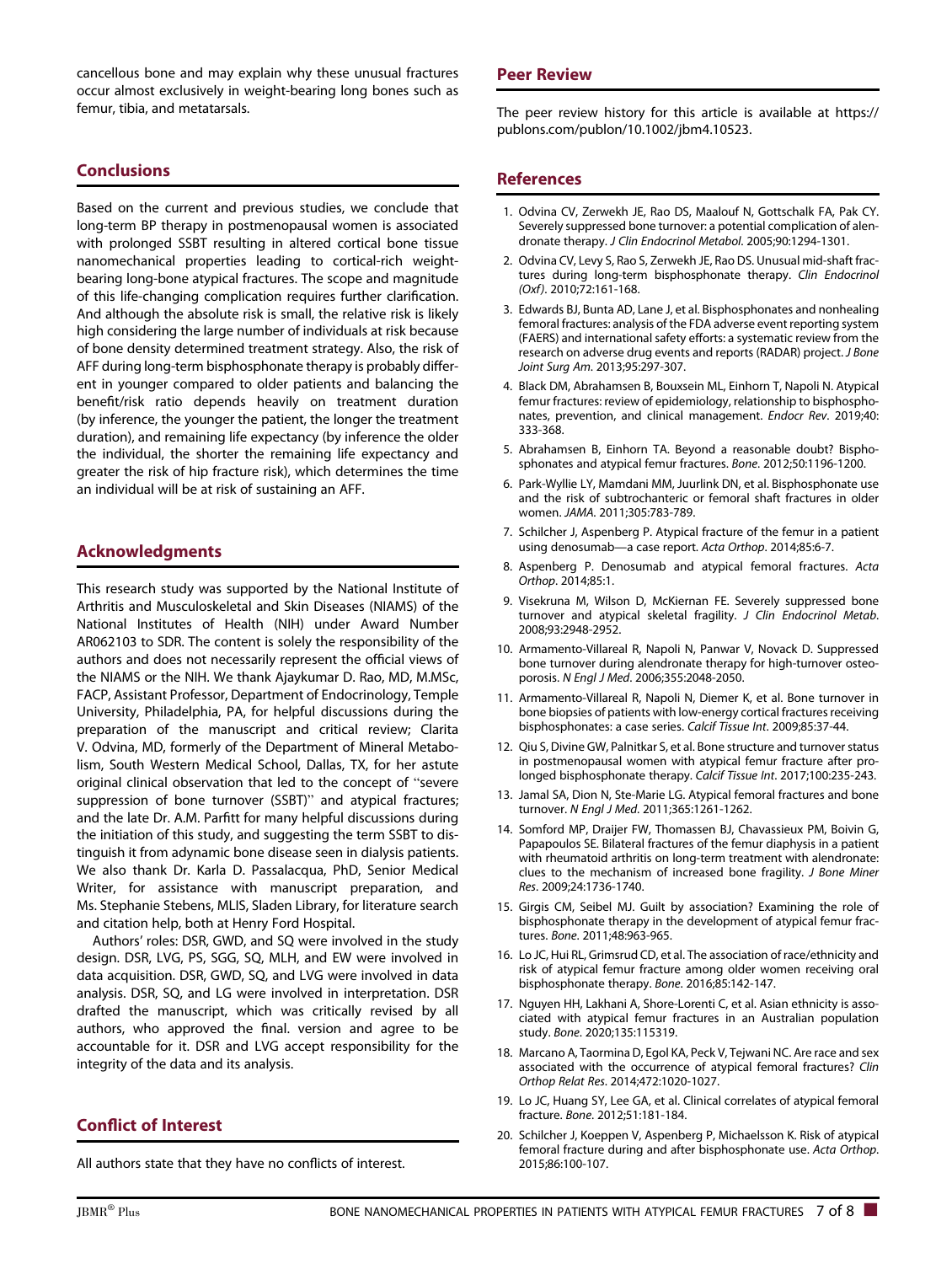cancellous bone and may explain why these unusual fractures occur almost exclusively in weight-bearing long bones such as femur, tibia, and metatarsals.

## Conclusions

Based on the current and previous studies, we conclude that long-term BP therapy in postmenopausal women is associated with prolonged SSBT resulting in altered cortical bone tissue nanomechanical properties leading to cortical-rich weight-bearing long-bone atypical fractures. The scope and magnitude of this life-changing complication requires further clarification. And although the absolute risk is small, the relative risk is likely high considering the large number of individuals at risk because of bone density determined treatment strategy. Also, the risk of AFF during long-term bisphosphonate therapy is probably different in younger compared to older patients and balancing the benefit/risk ratio depends heavily on treatment duration (by inference, the younger the patient, the longer the treatment duration), and remaining life expectancy (by inference the older the individual, the shorter the remaining life expectancy and greater the risk of hip fracture risk), which determines the time an individual will be at risk of sustaining an AFF.

## Acknowledgments

This research study was supported by the National Institute of Arthritis and Musculoskeletal and Skin Diseases (NIAMS) of the National Institutes of Health (NIH) under Award Number AR062103 to SDR. The content is solely the responsibility of the authors and does not necessarily represent the official views of the NIAMS or the NIH. We thank Ajaykumar D. Rao, MD, M.MSc, FACP, Assistant Professor, Department of Endocrinology, Temple University, Philadelphia, PA, for helpful discussions during the preparation of the manuscript and critical review; Clarita V. Odvina, MD, formerly of the Department of Mineral Metabolism, South Western Medical School, Dallas, TX, for her astute original clinical observation that led to the concept of "severe suppression of bone turnover (SSBT)" and atypical fractures; and the late Dr. A.M. Parfitt for many helpful discussions during the initiation of this study, and suggesting the term SSBT to distinguish it from adynamic bone disease seen in dialysis patients. We also thank Dr. Karla D. Passalacqua, PhD, Senior Medical Writer, for assistance with manuscript preparation, and Ms. Stephanie Stebens, MLIS, Sladen Library, for literature search and citation help, both at Henry Ford Hospital.

Authors' roles: DSR, GWD, and SQ were involved in the study design. DSR, LVG, PS, SGG, SQ, MLH, and EW were involved in data acquisition. DSR, GWD, SQ, and LVG were involved in data analysis. DSR, SQ, and LG were involved in interpretation. DSR drafted the manuscript, which was critically revised by all authors, who approved the final. version and agree to be accountable for it. DSR and LVG accept responsibility for the integrity of the data and its analysis.

## Conflict of Interest

All authors state that they have no conflicts of interest.

## Peer Review

The peer review history for this article is available at https://publons.com/publon/10.1002/jbm4.10523.

## References

1. Odvina CV, Zerwekh JE, Rao DS, Maalouf N, Gottschalk FA, Pak CY. Severely suppressed bone turnover: a potential complication of alendronate therapy. *J Clin Endocrinol Metabol*. 2005;90:1294-1301.
2. Odvina CV, Levy S, Rao S, Zerwekh JE, Rao DS. Unusual mid-shaft fractures during long-term bisphosphonate therapy. *Clin Endocrinol (Oxf)*. 2010;72:161-168.
3. Edwards BJ, Bunta AD, Lane J, et al. Bisphosphonates and nonhealing femoral fractures: analysis of the FDA adverse event reporting system (FAERS) and international safety efforts: a systematic review from the research on adverse drug events and reports (RADAR) project. *J Bone Joint Surg Am*. 2013;95:297-307.
4. Black DM, Abrahamsen B, Bouxsein ML, Einhorn T, Napoli N. Atypical femur fractures: review of epidemiology, relationship to bisphosphonates, prevention, and clinical management. *Endocr Rev*. 2019;40: 333-368.
5. Abrahamsen B, Einhorn TA. Beyond a reasonable doubt? Bisphosphonates and atypical femur fractures. *Bone*. 2012;50:1196-1200.
6. Park-Wyllie LY, Mamdani MM, Juurlink DN, et al. Bisphosphonate use and the risk of subtrochanteric or femoral shaft fractures in older women. *JAMA*. 2011;305:783-789.
7. Schilcher J, Aspenberg P. Atypical fracture of the femur in a patient using denosumab—a case report. *Acta Orthop*. 2014;85:6-7.
8. Aspenberg P. Denosumab and atypical femoral fractures. *Acta Orthop*. 2014;85:1.
9. Visekruna M, Wilson D, McKiernan FE. Severely suppressed bone turnover and atypical skeletal fragility. *J Clin Endocrinol Metab*. 2008;93:2948-2952.
10. Armamento-Villareal R, Napoli N, Panwar V, Novack D. Suppressed bone turnover during alendronate therapy for high-turnover osteoporosis. *N Engl J Med*. 2006;355:2048-2050.
11. Armamento-Villareal R, Napoli N, Diemer K, et al. Bone turnover in bone biopsies of patients with low-energy cortical fractures receiving bisphosphonates: a case series. *Calcif Tissue Int*. 2009;85:37-44.
12. Qiu S, Divine GW, Palnitkar S, et al. Bone structure and turnover status in postmenopausal women with atypical femur fracture after prolonged bisphosphonate therapy. *Calcif Tissue Int*. 2017;100:235-243.
13. Jamal SA, Dion N, Ste-Marie LG. Atypical femoral fractures and bone turnover. *N Engl J Med*. 2011;365:1261-1262.
14. Somford MP, Draijer FW, Thomassen BJ, Chavassieux PM, Boivin G, Papapoulos SE. Bilateral fractures of the femur diaphysis in a patient with rheumatoid arthritis on long-term treatment with alendronate: clues to the mechanism of increased bone fragility. *J Bone Miner Res*. 2009;24:1736-1740.
15. Girgis CM, Seibel MJ. Guilt by association? Examining the role of bisphosphonate therapy in the development of atypical femur fractures. *Bone*. 2011;48:963-965.
16. Lo JC, Hui RL, Grimsrud CD, et al. The association of race/ethnicity and risk of atypical femur fracture among older women receiving oral bisphosphonate therapy. *Bone*. 2016;85:142-147.
17. Nguyen HH, Lakhani A, Shore-Lorenti C, et al. Asian ethnicity is associated with atypical femur fractures in an Australian population study. *Bone*. 2020;135:115319.
18. Marcano A, Taormina D, Egol KA, Peck V, Tejwani NC. Are race and sex associated with the occurrence of atypical femoral fractures? *Clin Orthop Relat Res*. 2014;472:1020-1027.
19. Lo JC, Huang SY, Lee GA, et al. Clinical correlates of atypical femoral fracture. *Bone*. 2012;51:181-184.
20. Schilcher J, Koeppen V, Aspenberg P, Michaelsson K. Risk of atypical femoral fracture during and after bisphosphonate use. *Acta Orthop*. 2015;86:100-107.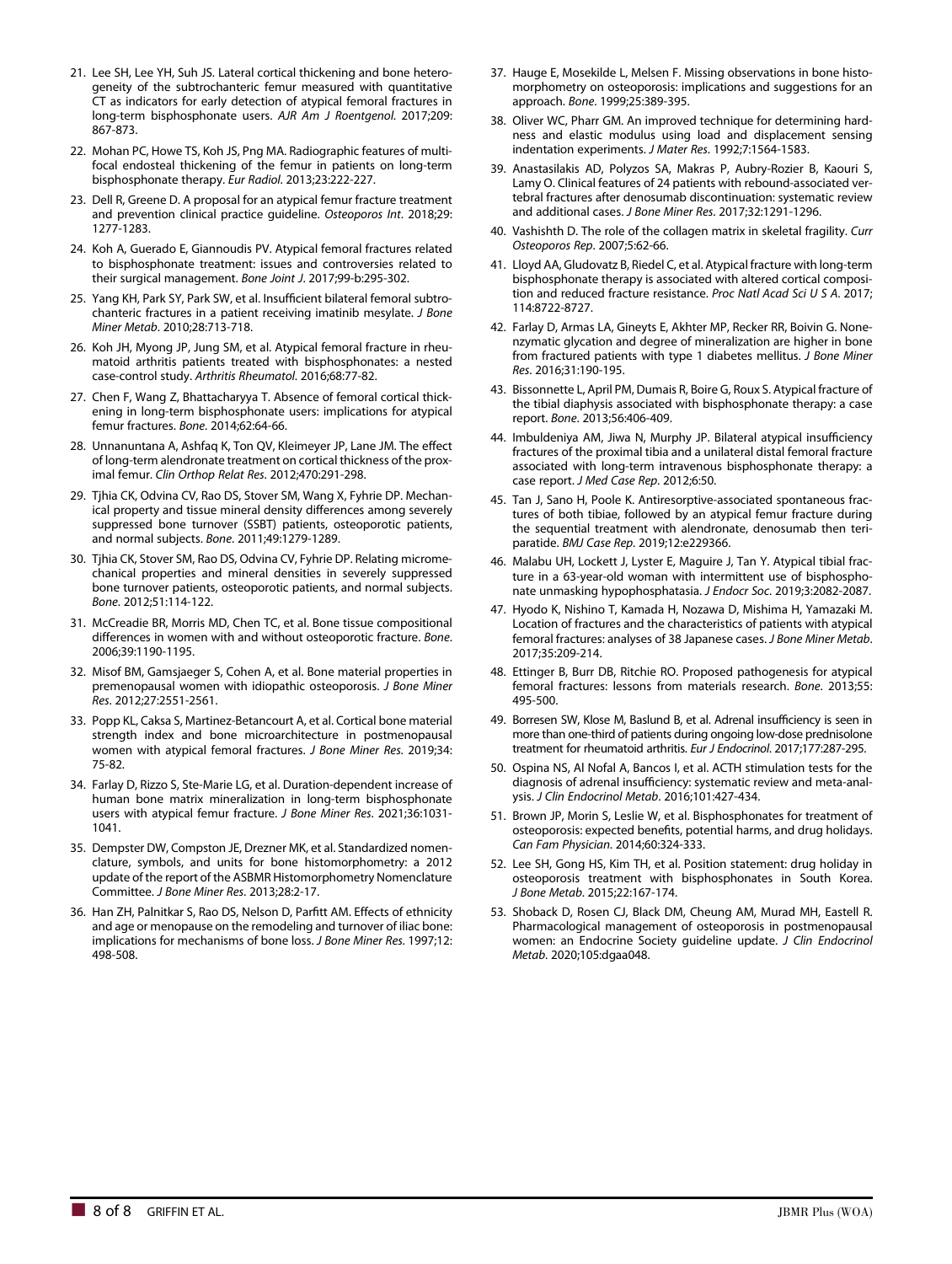21. Lee SH, Lee YH, Suh JS. Lateral cortical thickening and bone heterogeneity of the subtrochanteric femur measured with quantitative CT as indicators for early detection of atypical femoral fractures in long-term bisphosphonate users. *AJR Am J Roentgenol*. 2017;209: 867-873.
22. Mohan PC, Howe TS, Koh JS, Png MA. Radiographic features of multifocal endosteal thickening of the femur in patients on long-term bisphosphonate therapy. *Eur Radiol*. 2013;23:222-227.
23. Dell R, Greene D. A proposal for an atypical femur fracture treatment and prevention clinical practice guideline. *Osteoporos Int*. 2018;29: 1277-1283.
24. Koh A, Guerado E, Giannoudis PV. Atypical femoral fractures related to bisphosphonate treatment: issues and controversies related to their surgical management. *Bone Joint J*. 2017;99-b:295-302.
25. Yang KH, Park SY, Park SW, et al. Insufficient bilateral femoral subtrochanteric fractures in a patient receiving imatinib mesylate. *J Bone Miner Metab*. 2010;28:713-718.
26. Koh JH, Myong JP, Jung SM, et al. Atypical femoral fracture in rheumatoid arthritis patients treated with bisphosphonates: a nested case-control study. *Arthritis Rheumatol*. 2016;68:77-82.
27. Chen F, Wang Z, Bhattacharyya T. Absence of femoral cortical thickening in long-term bisphosphonate users: implications for atypical femur fractures. *Bone*. 2014;62:64-66.
28. Unnanuntana A, Ashfaq K, Ton QV, Kleimeyer JP, Lane JM. The effect of long-term alendronate treatment on cortical thickness of the proximal femur. *Clin Orthop Relat Res*. 2012;470:291-298.
29. Tjhia CK, Odvina CV, Rao DS, Stover SM, Wang X, Fyhrie DP. Mechanical property and tissue mineral density differences among severely suppressed bone turnover (SSBT) patients, osteoporotic patients, and normal subjects. *Bone*. 2011;49:1279-1289.
30. Tjhia CK, Stover SM, Rao DS, Odvina CV, Fyhrie DP. Relating micromechanical properties and mineral densities in severely suppressed bone turnover patients, osteoporotic patients, and normal subjects. *Bone*. 2012;51:114-122.
31. McCreadie BR, Morris MD, Chen TC, et al. Bone tissue compositional differences in women with and without osteoporotic fracture. *Bone*. 2006;39:1190-1195.
32. Misof BM, Gamsjaeger S, Cohen A, et al. Bone material properties in premenopausal women with idiopathic osteoporosis. *J Bone Miner Res*. 2012;27:2551-2561.
33. Popp KL, Caksa S, Martinez-Betancourt A, et al. Cortical bone material strength index and bone microarchitecture in postmenopausal women with atypical femoral fractures. *J Bone Miner Res*. 2019;34: 75-82.
34. Farlay D, Rizzo S, Ste-Marie LG, et al. Duration-dependent increase of human bone matrix mineralization in long-term bisphosphonate users with atypical femur fracture. *J Bone Miner Res*. 2021;36:1031-1041.
35. Dempster DW, Compston JE, Drezner MK, et al. Standardized nomenclature, symbols, and units for bone histomorphometry: a 2012 update of the report of the ASBMR Histomorphometry Nomenclature Committee. *J Bone Miner Res*. 2013;28:2-17.
36. Han ZH, Palnitkar S, Rao DS, Nelson D, Parfitt AM. Effects of ethnicity and age or menopause on the remodeling and turnover of iliac bone: implications for mechanisms of bone loss. *J Bone Miner Res*. 1997;12: 498-508.
37. Hauge E, Mosekilde L, Melsen F. Missing observations in bone histomorphometry on osteoporosis: implications and suggestions for an approach. *Bone*. 1999;25:389-395.
38. Oliver WC, Pharr GM. An improved technique for determining hardness and elastic modulus using load and displacement sensing indentation experiments. *J Mater Res*. 1992;7:1564-1583.
39. Anastasilakis AD, Polyzos SA, Makras P, Aubry-Rozier B, Kaouri S, Lamy O. Clinical features of 24 patients with rebound-associated vertebral fractures after denosumab discontinuation: systematic review and additional cases. *J Bone Miner Res*. 2017;32:1291-1296.
40. Vashishth D. The role of the collagen matrix in skeletal fragility. *Curr Osteoporos Rep*. 2007;5:62-66.
41. Lloyd AA, Gludovatz B, Riedel C, et al. Atypical fracture with long-term bisphosphonate therapy is associated with altered cortical composition and reduced fracture resistance. *Proc Natl Acad Sci U S A*. 2017; 114:8722-8727.
42. Farlay D, Armas LA, Gineyts E, Akhter MP, Recker RR, Boivin G. Nonenzymatic glycation and degree of mineralization are higher in bone from fractured patients with type 1 diabetes mellitus. *J Bone Miner Res*. 2016;31:190-195.
43. Bissonnette L, April PM, Dumais R, Boire G, Roux S. Atypical fracture of the tibial diaphysis associated with bisphosphonate therapy: a case report. *Bone*. 2013;56:406-409.
44. Imbuldeniya AM, Jiwa N, Murphy JP. Bilateral atypical insufficiency fractures of the proximal tibia and a unilateral distal femoral fracture associated with long-term intravenous bisphosphonate therapy: a case report. *J Med Case Rep*. 2012;6:50.
45. Tan J, Sano H, Poole K. Antiresorptive-associated spontaneous fractures of both tibiae, followed by an atypical femur fracture during the sequential treatment with alendronate, denosumab then teriparatide. *BMJ Case Rep*. 2019;12:e229366.
46. Malabu UH, Lockett J, Lyster E, Maguire J, Tan Y. Atypical tibial fracture in a 63-year-old woman with intermittent use of bisphosphonate unmasking hypophosphatasia. *J Endocr Soc*. 2019;3:2082-2087.
47. Hyodo K, Nishino T, Kamada H, Nozawa D, Mishima H, Yamazaki M. Location of fractures and the characteristics of patients with atypical femoral fractures: analyses of 38 Japanese cases. *J Bone Miner Metab*. 2017;35:209-214.
48. Ettinger B, Burr DB, Ritchie RO. Proposed pathogenesis for atypical femoral fractures: lessons from materials research. *Bone*. 2013;55: 495-500.
49. Borresen SW, Klose M, Baslund B, et al. Adrenal insufficiency is seen in more than one-third of patients during ongoing low-dose prednisolone treatment for rheumatoid arthritis. *Eur J Endocrinol*. 2017;177:287-295.
50. Ospina NS, Al Nofal A, Bancos I, et al. ACTH stimulation tests for the diagnosis of adrenal insufficiency: systematic review and meta-analysis. *J Clin Endocrinol Metab*. 2016;101:427-434.
51. Brown JP, Morin S, Leslie W, et al. Bisphosphonates for treatment of osteoporosis: expected benefits, potential harms, and drug holidays. *Can Fam Physician*. 2014;60:324-333.
52. Lee SH, Gong HS, Kim TH, et al. Position statement: drug holiday in osteoporosis treatment with bisphosphonates in South Korea. *J Bone Metab*. 2015;22:167-174.
53. Shoback D, Rosen CJ, Black DM, Cheung AM, Murad MH, Eastell R. Pharmacological management of osteoporosis in postmenopausal women: an Endocrine Society guideline update. *J Clin Endocrinol Metab*. 2020;105:dgaa048.